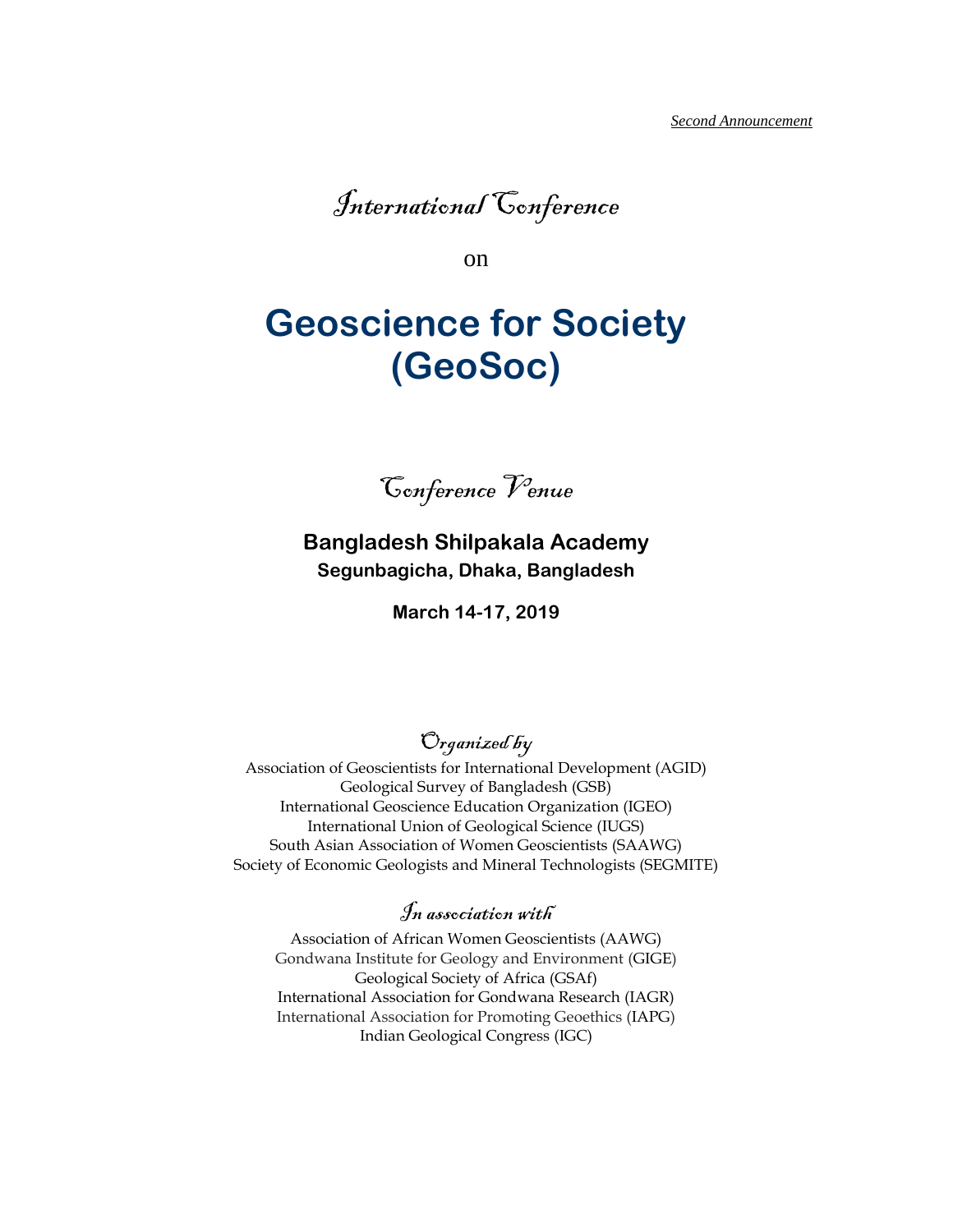*Second Announcement*

*International Conference*

on

# Geoscience for Society (GeoSoc)

*Conference Venue*

**Bangladesh Shilpakala Academy**

**Segunbagicha, Dhaka, Bangladesh**

**March 14-17, 2019**

*Organized by*

Association of Geoscientists for International Development (AGID)
Geological Survey of Bangladesh (GSB)
International Geoscience Education Organization (IGEO)
International Union of Geological Science (IUGS)
South Asian Association of Women Geoscientists (SAAWG)
Society of Economic Geologists and Mineral Technologists (SEGMITE)

*In association with*

Association of African Women Geoscientists (AAWG)
Gondwana Institute for Geology and Environment (GIGE)
Geological Society of Africa (GSAf)
International Association for Gondwana Research (IAGR)
International Association for Promoting Geoethics (IAPG)
Indian Geological Congress (IGC)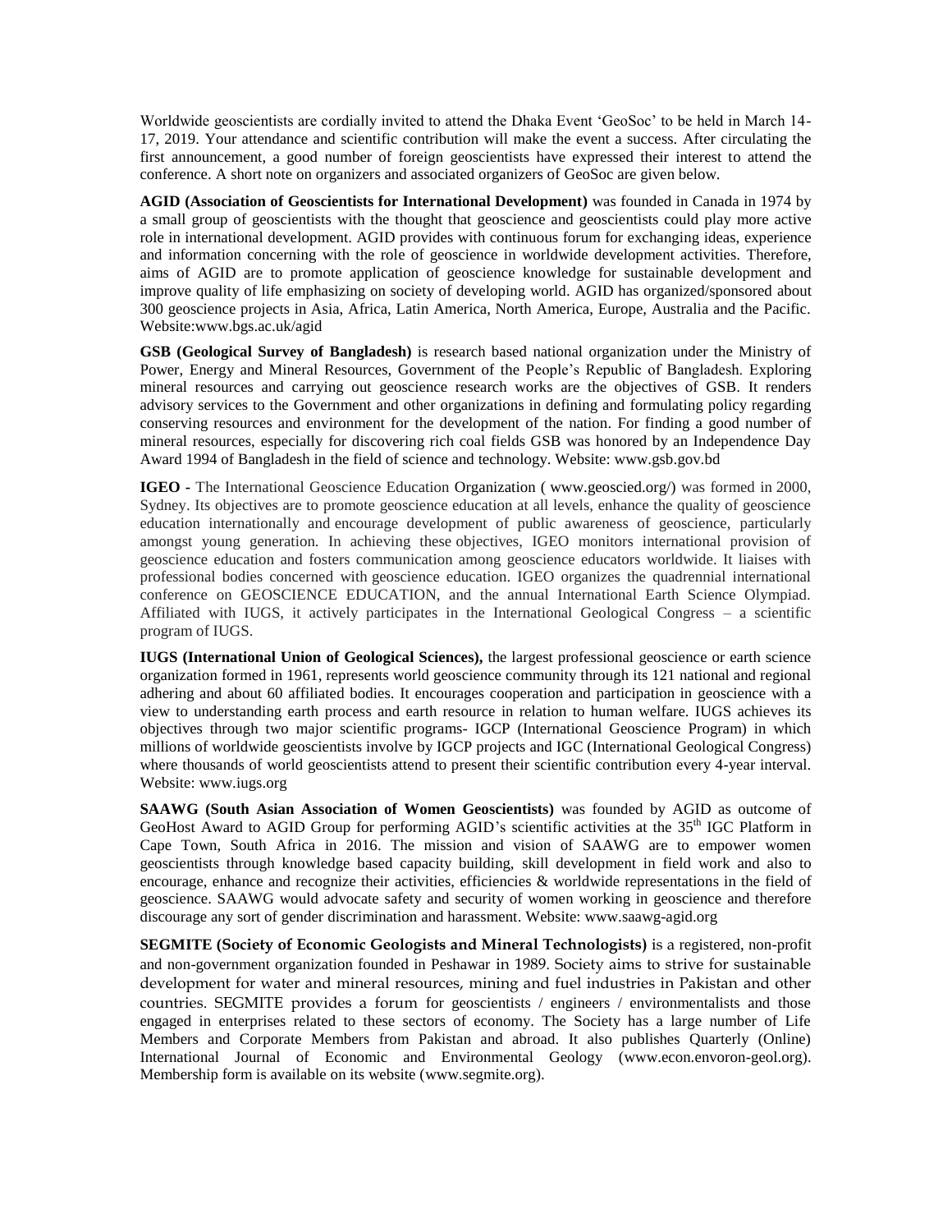Worldwide geoscientists are cordially invited to attend the Dhaka Event 'GeoSoc' to be held in March 14-17, 2019. Your attendance and scientific contribution will make the event a success. After circulating the first announcement, a good number of foreign geoscientists have expressed their interest to attend the conference. A short note on organizers and associated organizers of GeoSoc are given below.

**AGID (Association of Geoscientists for International Development)** was founded in Canada in 1974 by a small group of geoscientists with the thought that geoscience and geoscientists could play more active role in international development. AGID provides with continuous forum for exchanging ideas, experience and information concerning with the role of geoscience in worldwide development activities. Therefore, aims of AGID are to promote application of geoscience knowledge for sustainable development and improve quality of life emphasizing on society of developing world. AGID has organized/sponsored about 300 geoscience projects in Asia, Africa, Latin America, North America, Europe, Australia and the Pacific. Website:www.bgs.ac.uk/agid

**GSB (Geological Survey of Bangladesh)** is research based national organization under the Ministry of Power, Energy and Mineral Resources, Government of the People's Republic of Bangladesh. Exploring mineral resources and carrying out geoscience research works are the objectives of GSB. It renders advisory services to the Government and other organizations in defining and formulating policy regarding conserving resources and environment for the development of the nation. For finding a good number of mineral resources, especially for discovering rich coal fields GSB was honored by an Independence Day Award 1994 of Bangladesh in the field of science and technology. Website: www.gsb.gov.bd

**IGEO -** The International Geoscience Education Organization ( www.geoscied.org/) was formed in 2000, Sydney. Its objectives are to promote geoscience education at all levels, enhance the quality of geoscience education internationally and encourage development of public awareness of geoscience, particularly amongst young generation. In achieving these objectives, IGEO monitors international provision of geoscience education and fosters communication among geoscience educators worldwide. It liaises with professional bodies concerned with geoscience education. IGEO organizes the quadrennial international conference on GEOSCIENCE EDUCATION, and the annual International Earth Science Olympiad. Affiliated with IUGS, it actively participates in the International Geological Congress – a scientific program of IUGS.

**IUGS (International Union of Geological Sciences),** the largest professional geoscience or earth science organization formed in 1961, represents world geoscience community through its 121 national and regional adhering and about 60 affiliated bodies. It encourages cooperation and participation in geoscience with a view to understanding earth process and earth resource in relation to human welfare. IUGS achieves its objectives through two major scientific programs- IGCP (International Geoscience Program) in which millions of worldwide geoscientists involve by IGCP projects and IGC (International Geological Congress) where thousands of world geoscientists attend to present their scientific contribution every 4-year interval. Website: www.iugs.org

**SAAWG (South Asian Association of Women Geoscientists)** was founded by AGID as outcome of GeoHost Award to AGID Group for performing AGID's scientific activities at the 35th IGC Platform in Cape Town, South Africa in 2016. The mission and vision of SAAWG are to empower women geoscientists through knowledge based capacity building, skill development in field work and also to encourage, enhance and recognize their activities, efficiencies & worldwide representations in the field of geoscience. SAAWG would advocate safety and security of women working in geoscience and therefore discourage any sort of gender discrimination and harassment. Website: www.saawg-agid.org

**SEGMITE (Society of Economic Geologists and Mineral Technologists)** is a registered, non-profit and non-government organization founded in Peshawar in 1989. Society aims to strive for sustainable development for water and mineral resources, mining and fuel industries in Pakistan and other countries. SEGMITE provides a forum for geoscientists / engineers / environmentalists and those engaged in enterprises related to these sectors of economy. The Society has a large number of Life Members and Corporate Members from Pakistan and abroad. It also publishes Quarterly (Online) International Journal of Economic and Environmental Geology (www.econ.envoron-geol.org). Membership form is available on its website (www.segmite.org).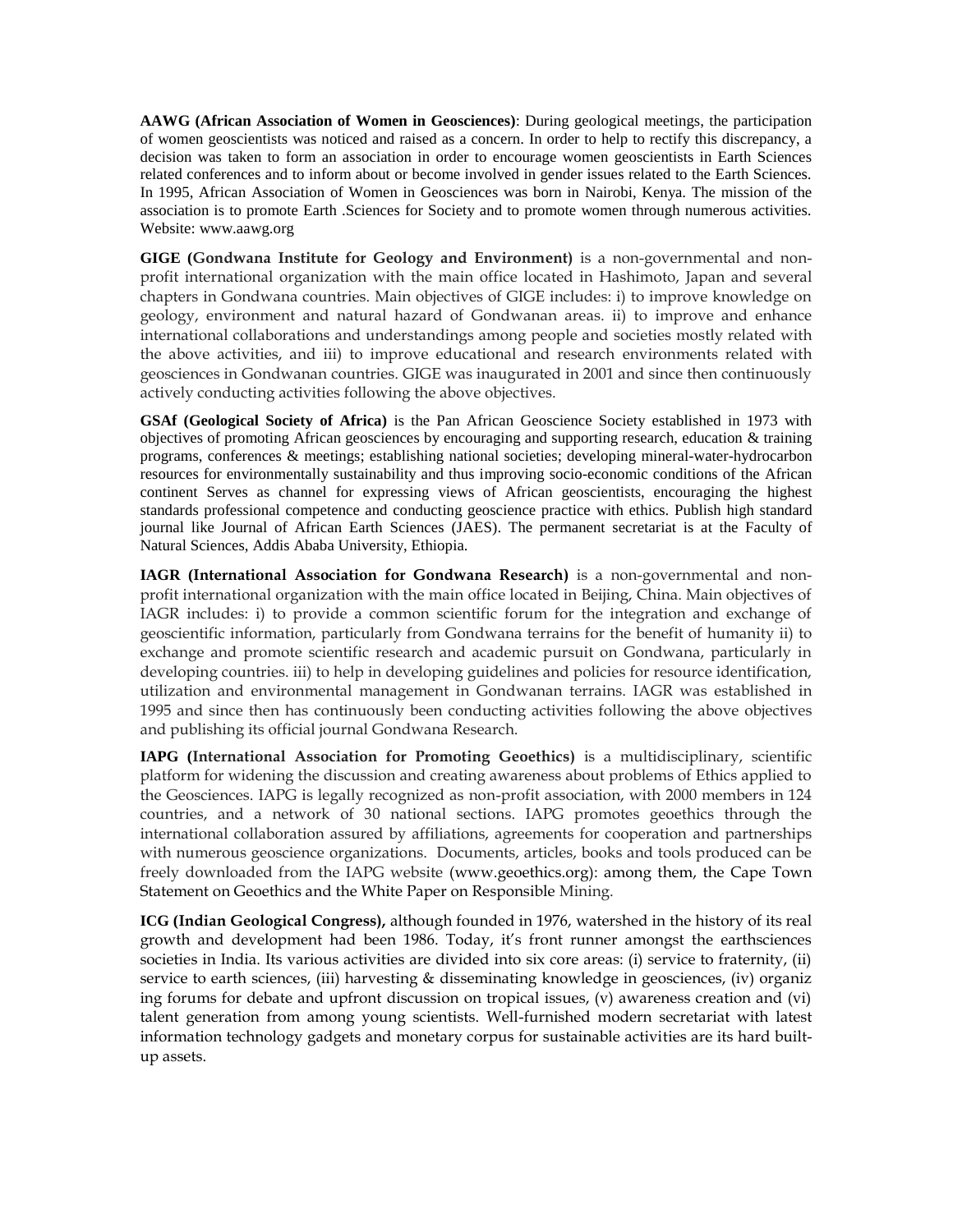**AAWG (African Association of Women in Geosciences)**: During geological meetings, the participation of women geoscientists was noticed and raised as a concern. In order to help to rectify this discrepancy, a decision was taken to form an association in order to encourage women geoscientists in Earth Sciences related conferences and to inform about or become involved in gender issues related to the Earth Sciences. In 1995, African Association of Women in Geosciences was born in Nairobi, Kenya. The mission of the association is to promote Earth .Sciences for Society and to promote women through numerous activities. Website: www.aawg.org

**GIGE (Gondwana Institute for Geology and Environment)** is a non-governmental and non-profit international organization with the main office located in Hashimoto, Japan and several chapters in Gondwana countries. Main objectives of GIGE includes: i) to improve knowledge on geology, environment and natural hazard of Gondwanan areas. ii) to improve and enhance international collaborations and understandings among people and societies mostly related with the above activities, and iii) to improve educational and research environments related with geosciences in Gondwanan countries. GIGE was inaugurated in 2001 and since then continuously actively conducting activities following the above objectives.

**GSAf (Geological Society of Africa)** is the Pan African Geoscience Society established in 1973 with objectives of promoting African geosciences by encouraging and supporting research, education & training programs, conferences & meetings; establishing national societies; developing mineral-water-hydrocarbon resources for environmentally sustainability and thus improving socio-economic conditions of the African continent Serves as channel for expressing views of African geoscientists, encouraging the highest standards professional competence and conducting geoscience practice with ethics. Publish high standard journal like Journal of African Earth Sciences (JAES). The permanent secretariat is at the Faculty of Natural Sciences, Addis Ababa University, Ethiopia.

**IAGR (International Association for Gondwana Research)** is a non-governmental and non-profit international organization with the main office located in Beijing, China. Main objectives of IAGR includes: i) to provide a common scientific forum for the integration and exchange of geoscientific information, particularly from Gondwana terrains for the benefit of humanity ii) to exchange and promote scientific research and academic pursuit on Gondwana, particularly in developing countries. iii) to help in developing guidelines and policies for resource identification, utilization and environmental management in Gondwanan terrains. IAGR was established in 1995 and since then has continuously been conducting activities following the above objectives and publishing its official journal Gondwana Research.

**IAPG (International Association for Promoting Geoethics)** is a multidisciplinary, scientific platform for widening the discussion and creating awareness about problems of Ethics applied to the Geosciences. IAPG is legally recognized as non-profit association, with 2000 members in 124 countries, and a network of 30 national sections. IAPG promotes geoethics through the international collaboration assured by affiliations, agreements for cooperation and partnerships with numerous geoscience organizations. Documents, articles, books and tools produced can be freely downloaded from the IAPG website (www.geoethics.org): among them, the Cape Town Statement on Geoethics and the White Paper on Responsible Mining.

**ICG (Indian Geological Congress),** although founded in 1976, watershed in the history of its real growth and development had been 1986. Today, it's front runner amongst the earthsciences societies in India. Its various activities are divided into six core areas: (i) service to fraternity, (ii) service to earth sciences, (iii) harvesting & disseminating knowledge in geosciences, (iv) organiz ing forums for debate and upfront discussion on tropical issues, (v) awareness creation and (vi) talent generation from among young scientists. Well-furnished modern secretariat with latest information technology gadgets and monetary corpus for sustainable activities are its hard built-up assets.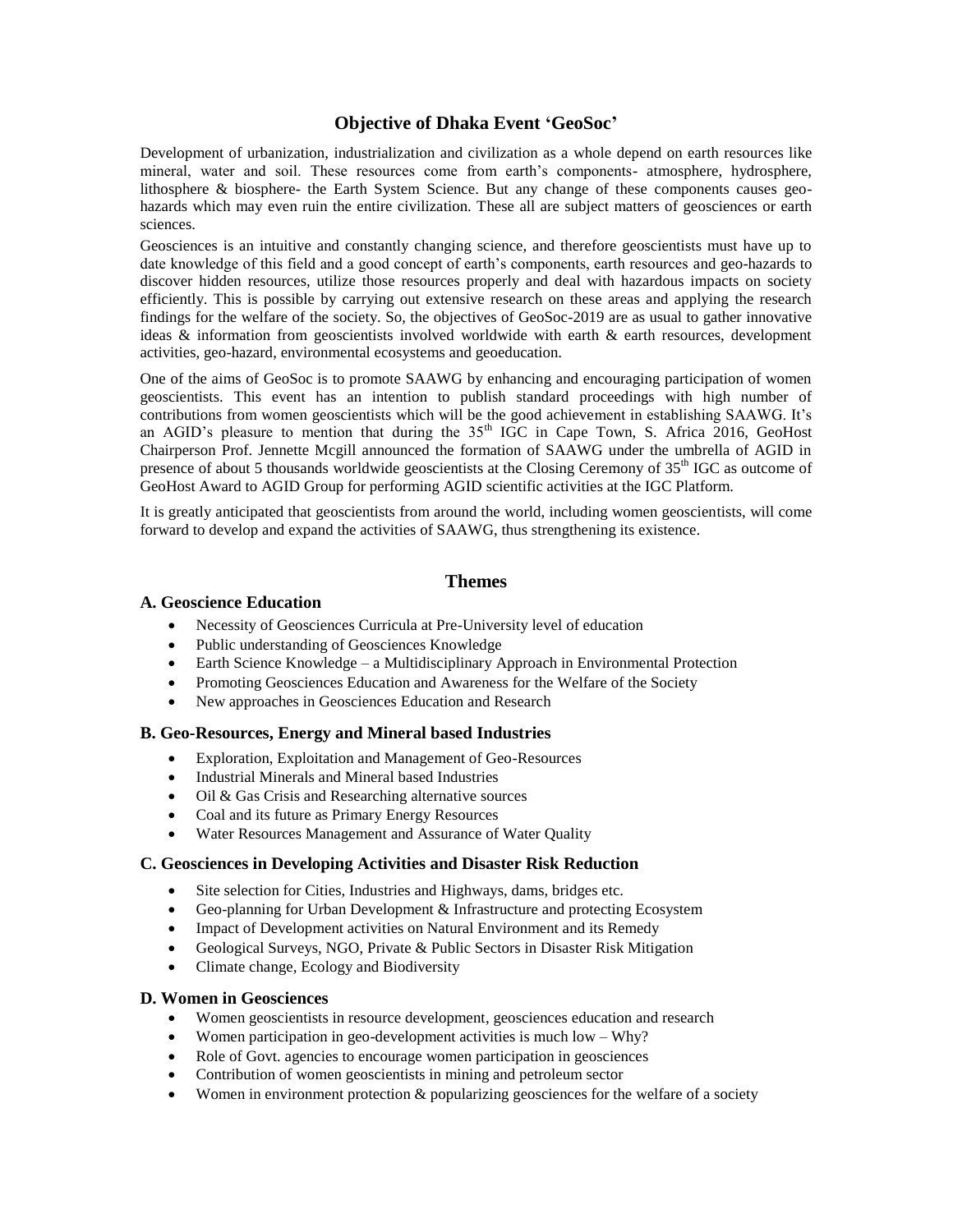## Objective of Dhaka Event 'GeoSoc'

Development of urbanization, industrialization and civilization as a whole depend on earth resources like mineral, water and soil. These resources come from earth's components- atmosphere, hydrosphere, lithosphere & biosphere- the Earth System Science. But any change of these components causes geo-hazards which may even ruin the entire civilization. These all are subject matters of geosciences or earth sciences.

Geosciences is an intuitive and constantly changing science, and therefore geoscientists must have up to date knowledge of this field and a good concept of earth's components, earth resources and geo-hazards to discover hidden resources, utilize those resources properly and deal with hazardous impacts on society efficiently. This is possible by carrying out extensive research on these areas and applying the research findings for the welfare of the society. So, the objectives of GeoSoc-2019 are as usual to gather innovative ideas & information from geoscientists involved worldwide with earth & earth resources, development activities, geo-hazard, environmental ecosystems and geoeducation.

One of the aims of GeoSoc is to promote SAAWG by enhancing and encouraging participation of women geoscientists. This event has an intention to publish standard proceedings with high number of contributions from women geoscientists which will be the good achievement in establishing SAAWG. It's an AGID's pleasure to mention that during the 35th IGC in Cape Town, S. Africa 2016, GeoHost Chairperson Prof. Jennette Mcgill announced the formation of SAAWG under the umbrella of AGID in presence of about 5 thousands worldwide geoscientists at the Closing Ceremony of 35th IGC as outcome of GeoHost Award to AGID Group for performing AGID scientific activities at the IGC Platform.

It is greatly anticipated that geoscientists from around the world, including women geoscientists, will come forward to develop and expand the activities of SAAWG, thus strengthening its existence.

## Themes

### A. Geoscience Education

- Necessity of Geosciences Curricula at Pre-University level of education
- Public understanding of Geosciences Knowledge
- Earth Science Knowledge – a Multidisciplinary Approach in Environmental Protection
- Promoting Geosciences Education and Awareness for the Welfare of the Society
- New approaches in Geosciences Education and Research

### B. Geo-Resources, Energy and Mineral based Industries

- Exploration, Exploitation and Management of Geo-Resources
- Industrial Minerals and Mineral based Industries
- Oil & Gas Crisis and Researching alternative sources
- Coal and its future as Primary Energy Resources
- Water Resources Management and Assurance of Water Quality

### C. Geosciences in Developing Activities and Disaster Risk Reduction

- Site selection for Cities, Industries and Highways, dams, bridges etc.
- Geo-planning for Urban Development & Infrastructure and protecting Ecosystem
- Impact of Development activities on Natural Environment and its Remedy
- Geological Surveys, NGO, Private & Public Sectors in Disaster Risk Mitigation
- Climate change, Ecology and Biodiversity

### D. Women in Geosciences

- Women geoscientists in resource development, geosciences education and research
- Women participation in geo-development activities is much low – Why?
- Role of Govt. agencies to encourage women participation in geosciences
- Contribution of women geoscientists in mining and petroleum sector
- Women in environment protection & popularizing geosciences for the welfare of a society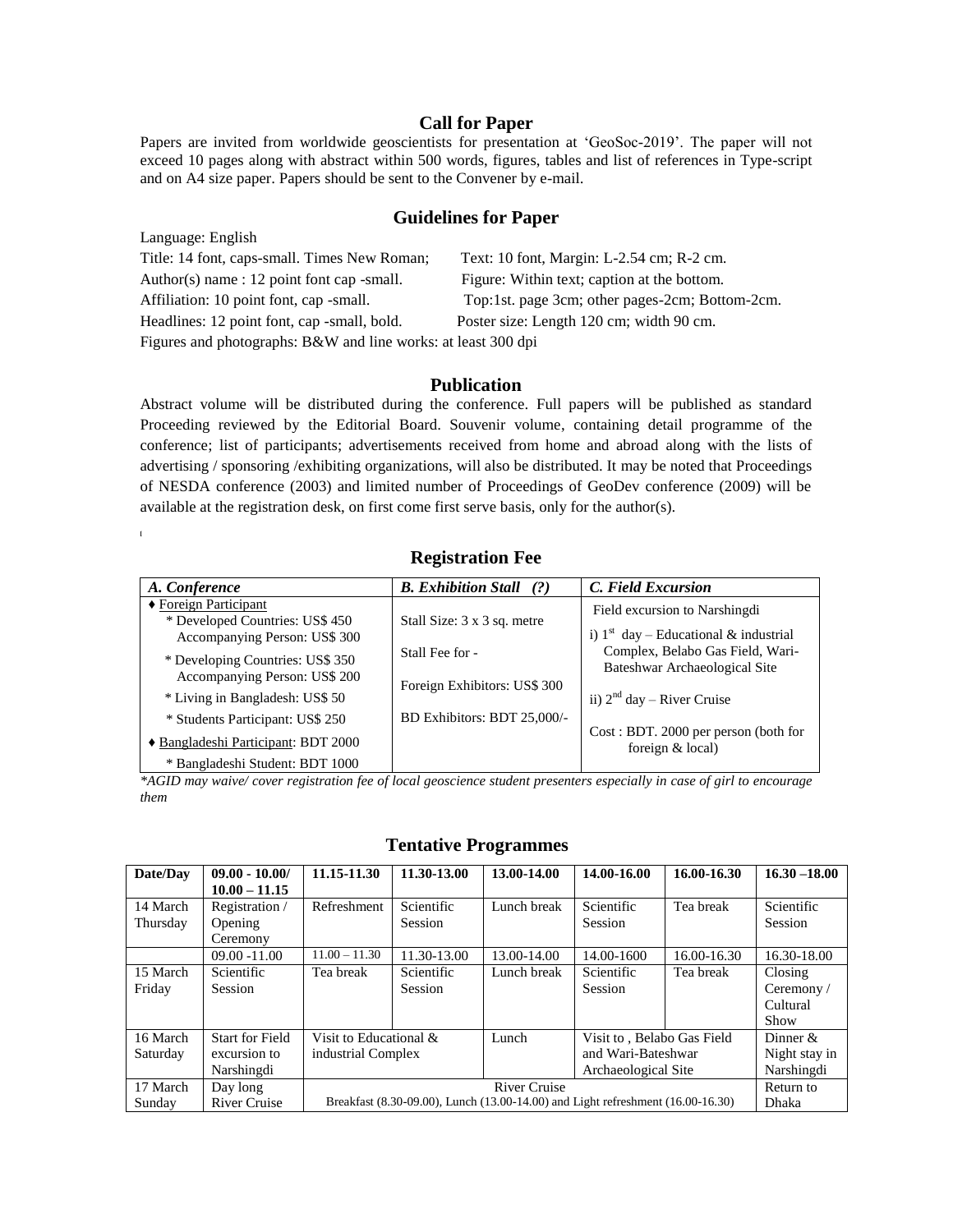## Call for Paper

Papers are invited from worldwide geoscientists for presentation at 'GeoSoc-2019'. The paper will not exceed 10 pages along with abstract within 500 words, figures, tables and list of references in Type-script and on A4 size paper. Papers should be sent to the Convener by e-mail.

## Guidelines for Paper

Language: English

Title: 14 font, caps-small. Times New Roman; Text: 10 font, Margin: L-2.54 cm; R-2 cm.

Author(s) name : 12 point font cap -small. Figure: Within text; caption at the bottom.

Affiliation: 10 point font, cap -small. Top:1st. page 3cm; other pages-2cm; Bottom-2cm.

Headlines: 12 point font, cap -small, bold. Poster size: Length 120 cm; width 90 cm.

Figures and photographs: B&W and line works: at least 300 dpi

## Publication

Abstract volume will be distributed during the conference. Full papers will be published as standard Proceeding reviewed by the Editorial Board. Souvenir volume, containing detail programme of the conference; list of participants; advertisements received from home and abroad along with the lists of advertising / sponsoring /exhibiting organizations, will also be distributed. It may be noted that Proceedings of NESDA conference (2003) and limited number of Proceedings of GeoDev conference (2009) will be available at the registration desk, on first come first serve basis, only for the author(s).

## Registration Fee

| *A. Conference* | *B. Exhibition Stall (?)* | *C. Field Excursion* |
|---|---|---|
| ♦ Foreign Participant<br>* Developed Countries: US$ 450<br>Accompanying Person: US$ 300<br>* Developing Countries: US$ 350<br>Accompanying Person: US$ 200<br>* Living in Bangladesh: US$ 50<br>* Students Participant: US$ 250<br>♦ Bangladeshi Participant: BDT 2000<br>* Bangladeshi Student: BDT 1000 | Stall Size: 3 x 3 sq. metre<br>Stall Fee for -<br>Foreign Exhibitors: US$ 300<br>BD Exhibitors: BDT 25,000/- | Field excursion to Narshingdi<br>i) 1st day – Educational & industrial Complex, Belabo Gas Field, Wari-Bateshwar Archaeological Site<br>ii) 2nd day – River Cruise<br>Cost : BDT. 2000 per person (both for foreign & local) |

*\*AGID may waive/ cover registration fee of local geoscience student presenters especially in case of girl to encourage them*

## Tentative Programmes

| Date/Day | 09.00 - 10.00/ 10.00 – 11.15 | 11.15-11.30 | 11.30-13.00 | 13.00-14.00 | 14.00-16.00 | 16.00-16.30 | 16.30 –18.00 |
|---|---|---|---|---|---|---|---|
| 14 March Thursday | Registration / Opening Ceremony | Refreshment | Scientific Session | Lunch break | Scientific Session | Tea break | Scientific Session |
| | 09.00 -11.00 | 11.00 – 11.30 | 11.30-13.00 | 13.00-14.00 | 14.00-1600 | 16.00-16.30 | 16.30-18.00 |
| 15 March Friday | Scientific Session | Tea break | Scientific Session | Lunch break | Scientific Session | Tea break | Closing Ceremony / Cultural Show |
| 16 March Saturday | Start for Field excursion to Narshingdi | Visit to Educational & industrial Complex | | Lunch | Visit to , Belabo Gas Field and Wari-Bateshwar Archaeological Site | | Dinner & Night stay in Narshingdi |
| 17 March Sunday | Day long River Cruise | River Cruise<br>Breakfast (8.30-09.00), Lunch (13.00-14.00) and Light refreshment (16.00-16.30) | | | | | Return to Dhaka |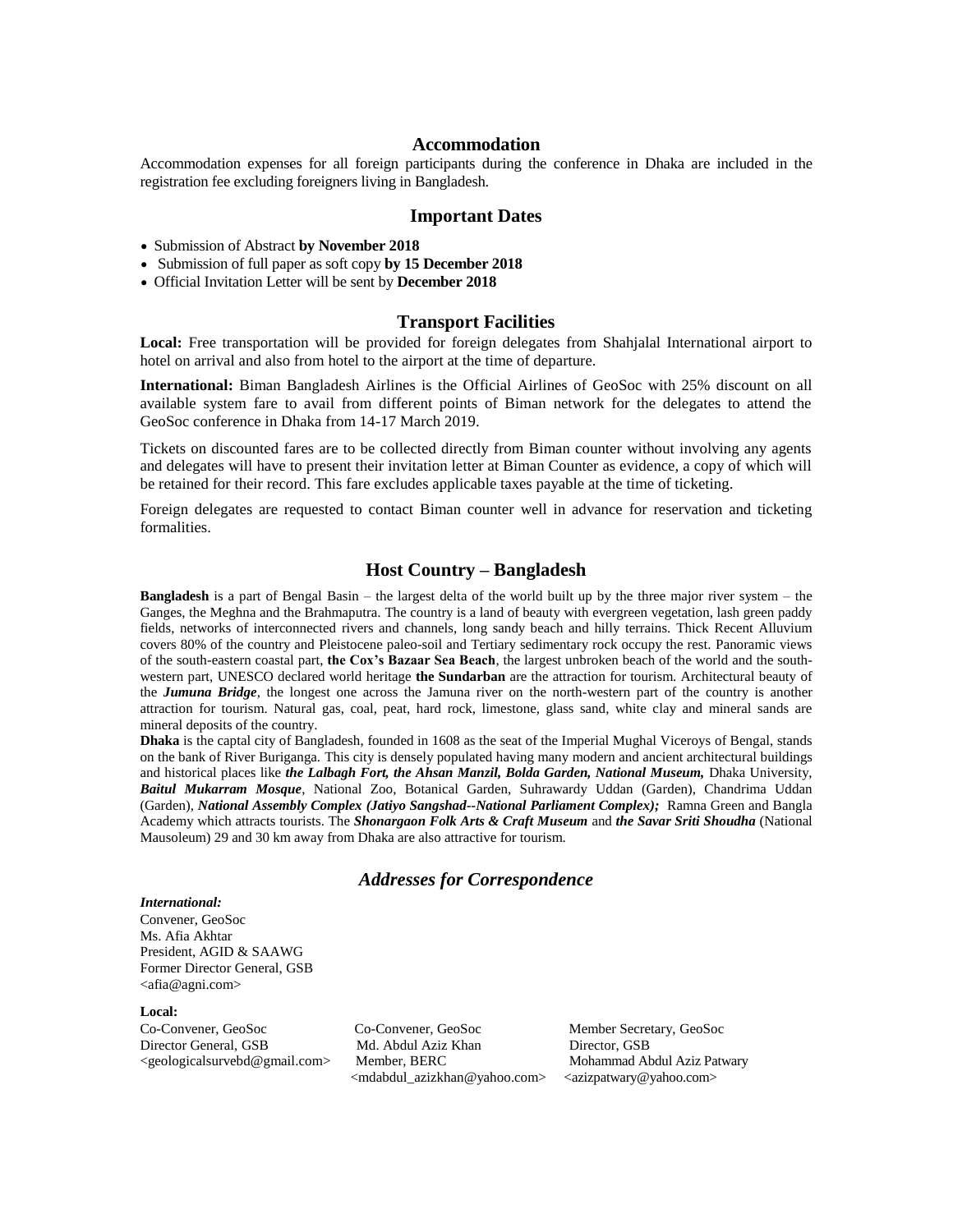## Accommodation

Accommodation expenses for all foreign participants during the conference in Dhaka are included in the registration fee excluding foreigners living in Bangladesh.

## Important Dates

- Submission of Abstract **by November 2018**
- Submission of full paper as soft copy **by 15 December 2018**
- Official Invitation Letter will be sent by **December 2018**

## Transport Facilities

**Local:** Free transportation will be provided for foreign delegates from Shahjalal International airport to hotel on arrival and also from hotel to the airport at the time of departure.

**International:** Biman Bangladesh Airlines is the Official Airlines of GeoSoc with 25% discount on all available system fare to avail from different points of Biman network for the delegates to attend the GeoSoc conference in Dhaka from 14-17 March 2019.

Tickets on discounted fares are to be collected directly from Biman counter without involving any agents and delegates will have to present their invitation letter at Biman Counter as evidence, a copy of which will be retained for their record. This fare excludes applicable taxes payable at the time of ticketing.

Foreign delegates are requested to contact Biman counter well in advance for reservation and ticketing formalities.

## Host Country – Bangladesh

**Bangladesh** is a part of Bengal Basin – the largest delta of the world built up by the three major river system – the Ganges, the Meghna and the Brahmaputra. The country is a land of beauty with evergreen vegetation, lash green paddy fields, networks of interconnected rivers and channels, long sandy beach and hilly terrains. Thick Recent Alluvium covers 80% of the country and Pleistocene paleo-soil and Tertiary sedimentary rock occupy the rest. Panoramic views of the south-eastern coastal part, **the Cox's Bazaar Sea Beach**, the largest unbroken beach of the world and the south-western part, UNESCO declared world heritage **the Sundarban** are the attraction for tourism. Architectural beauty of the ***Jumuna Bridge***, the longest one across the Jamuna river on the north-western part of the country is another attraction for tourism. Natural gas, coal, peat, hard rock, limestone, glass sand, white clay and mineral sands are mineral deposits of the country.

**Dhaka** is the captal city of Bangladesh, founded in 1608 as the seat of the Imperial Mughal Viceroys of Bengal, stands on the bank of River Buriganga. This city is densely populated having many modern and ancient architectural buildings and historical places like ***the Lalbagh Fort, the Ahsan Manzil, Bolda Garden, National Museum,*** Dhaka University, ***Baitul Mukarram Mosque***, National Zoo, Botanical Garden, Suhrawardy Uddan (Garden), Chandrima Uddan (Garden), ***National Assembly Complex (Jatiyo Sangshad--National Parliament Complex);*** Ramna Green and Bangla Academy which attracts tourists. The ***Shonargaon Folk Arts & Craft Museum*** and ***the Savar Sriti Shoudha*** (National Mausoleum) 29 and 30 km away from Dhaka are also attractive for tourism.

## *Addresses for Correspondence*

***International:***

Convener, GeoSoc
Ms. Afia Akhtar
President, AGID & SAAWG
Former Director General, GSB
<afia@agni.com>

**Local:**

Co-Convener, GeoSoc
Director General, GSB
<geologicalsurvebd@gmail.com>

Co-Convener, GeoSoc
Md. Abdul Aziz Khan
Member, BERC
<mdabdul_azizkhan@yahoo.com>

Member Secretary, GeoSoc
Director, GSB
Mohammad Abdul Aziz Patwary
<azizpatwary@yahoo.com>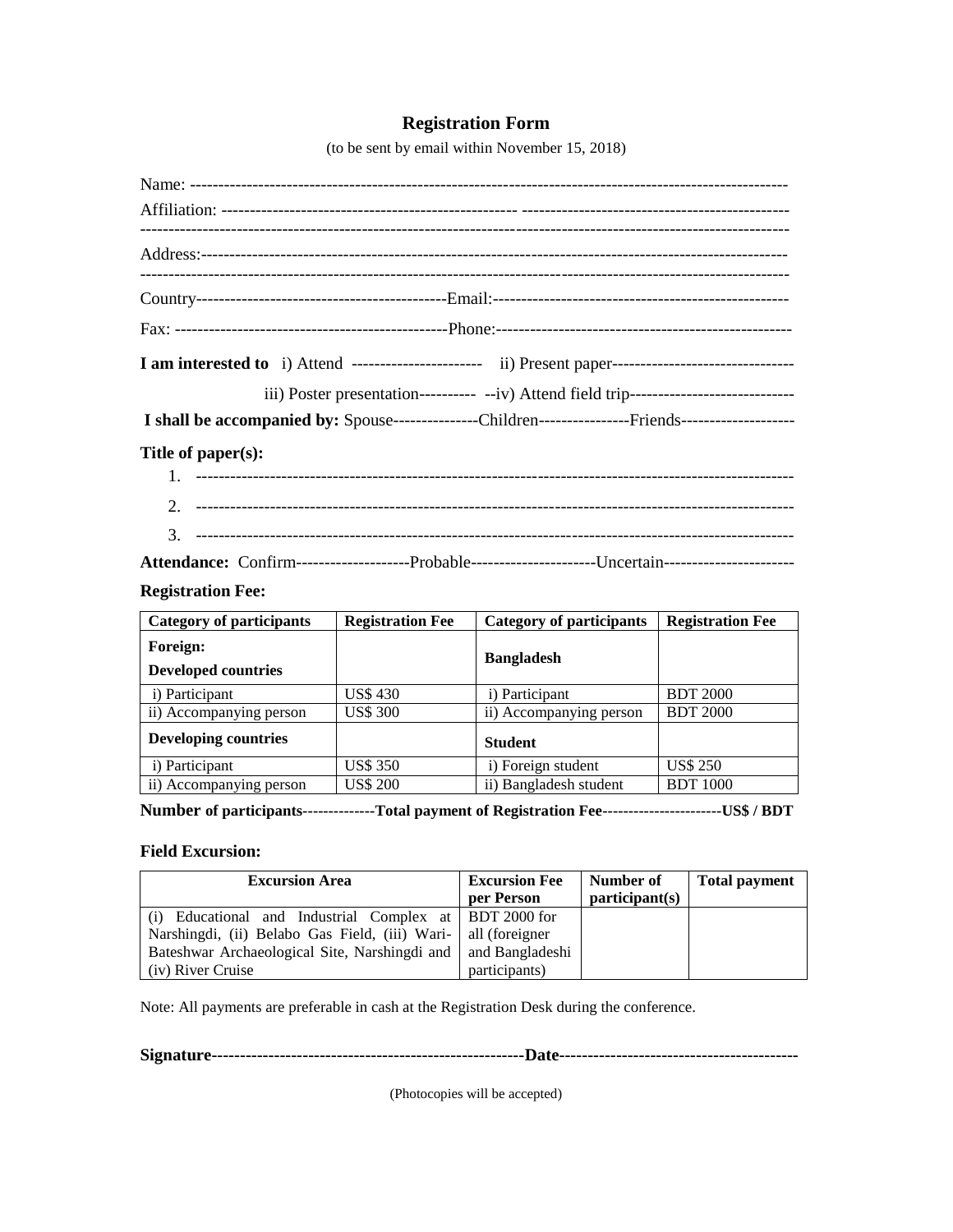# Registration Form

(to be sent by email within November 15, 2018)

Name: ---------------------------------------------------------------------------------------------------------

Affiliation: -------------------------------------------------- ----------------------------------------------

-----------------------------------------------------------------------------------------------------------------

Address:--------------------------------------------------------------------------------------------------------

-----------------------------------------------------------------------------------------------------------------

Country--------------------------------------------Email:----------------------------------------------------

Fax: ------------------------------------------------Phone:---------------------------------------------------

**I am interested to** i) Attend ----------------------- ii) Present paper--------------------------------

iii) Poster presentation---------- --iv) Attend field trip-----------------------------

**I shall be accompanied by:** Spouse---------------Children----------------Friends--------------------

**Title of paper(s):**

1. --------------------------------------------------------------------------------------------------------
2. --------------------------------------------------------------------------------------------------------
3. --------------------------------------------------------------------------------------------------------

**Attendance:** Confirm--------------------Probable----------------------Uncertain-----------------------

**Registration Fee:**

| **Category of participants** | **Registration Fee** | **Category of participants** | **Registration Fee** |
|---|---|---|---|
| **Foreign:** **Developed countries** | | **Bangladesh** | |
| i) Participant | US$ 430 | i) Participant | BDT 2000 |
| ii) Accompanying person | US$ 300 | ii) Accompanying person | BDT 2000 |
| **Developing countries** | | **Student** | |
| i) Participant | US$ 350 | i) Foreign student | US$ 250 |
| ii) Accompanying person | US$ 200 | ii) Bangladesh student | BDT 1000 |

**Number of participants--------------Total payment of Registration Fee----------------------US$ / BDT**

**Field Excursion:**

| **Excursion Area** | **Excursion Fee per Person** | **Number of participant(s)** | **Total payment** |
|---|---|---|---|
| (i) Educational and Industrial Complex at Narshingdi, (ii) Belabo Gas Field, (iii) Wari-Bateshwar Archaeological Site, Narshingdi and (iv) River Cruise | BDT 2000 for all (foreigner and Bangladeshi participants) | | |

Note: All payments are preferable in cash at the Registration Desk during the conference.

**Signature-------------------------------------------------------Date-----------------------------------------**

(Photocopies will be accepted)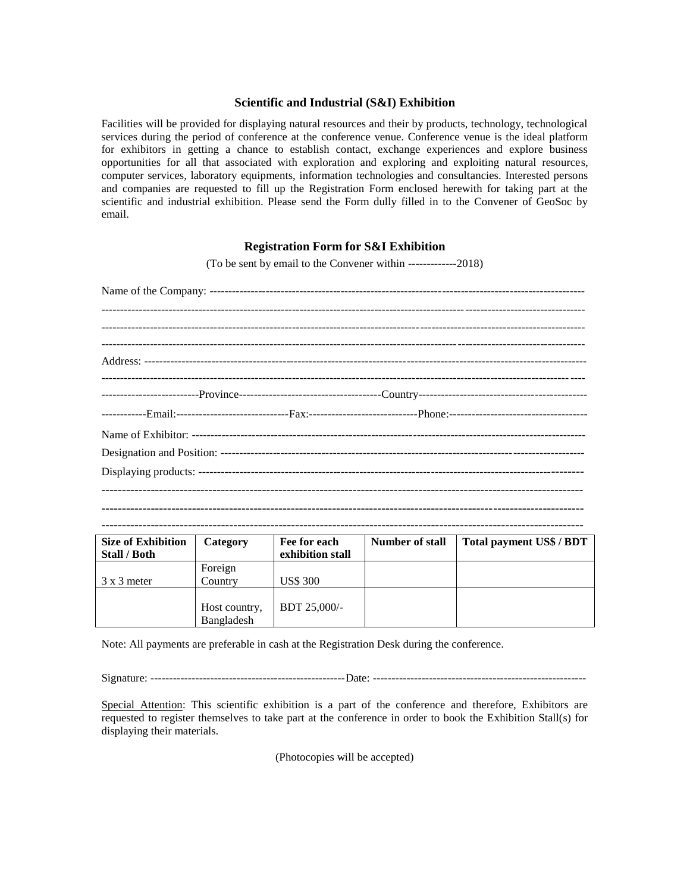## Scientific and Industrial (S&I) Exhibition

Facilities will be provided for displaying natural resources and their by products, technology, technological services during the period of conference at the conference venue. Conference venue is the ideal platform for exhibitors in getting a chance to establish contact, exchange experiences and explore business opportunities for all that associated with exploration and exploring and exploiting natural resources, computer services, laboratory equipments, information technologies and consultancies. Interested persons and companies are requested to fill up the Registration Form enclosed herewith for taking part at the scientific and industrial exhibition. Please send the Form dully filled in to the Convener of GeoSoc by email.

## Registration Form for S&I Exhibition

(To be sent by email to the Convener within -------------2018)

Name of the Company: -----------------------------------------------------------------------------------------------

-----------------------------------------------------------------------------------------------------------------------------

-----------------------------------------------------------------------------------------------------------------------------

-----------------------------------------------------------------------------------------------------------------------------

Address: ----------------------------------------------------------------------------------------------------------------

-----------------------------------------------------------------------------------------------------------------------------

-------------------------Province-------------------------------------Country--------------------------------------------

------------Email:------------------------------Fax:----------------------------Phone:------------------------------------

Name of Exhibitor: --------------------------------------------------------------------------------------------------

Designation and Position: ------------------------------------------------------------------------------------------

Displaying products: -----------------------------------------------------------------------------------------------

-----------------------------------------------------------------------------------------------------------------------------

-----------------------------------------------------------------------------------------------------------------------------

-----------------------------------------------------------------------------------------------------------------------------

| Size of Exhibition Stall / Both | Category | Fee for each exhibition stall | Number of stall | Total payment US$ / BDT |
|---|---|---|---|---|
| 3 x 3 meter | Foreign Country | US$ 300 | | |
| | Host country, Bangladesh | BDT 25,000/- | | |

Note: All payments are preferable in cash at the Registration Desk during the conference.

Signature: ---------------------------------------------------Date: --------------------------------------------------------

Special Attention: This scientific exhibition is a part of the conference and therefore, Exhibitors are requested to register themselves to take part at the conference in order to book the Exhibition Stall(s) for displaying their materials.

(Photocopies will be accepted)